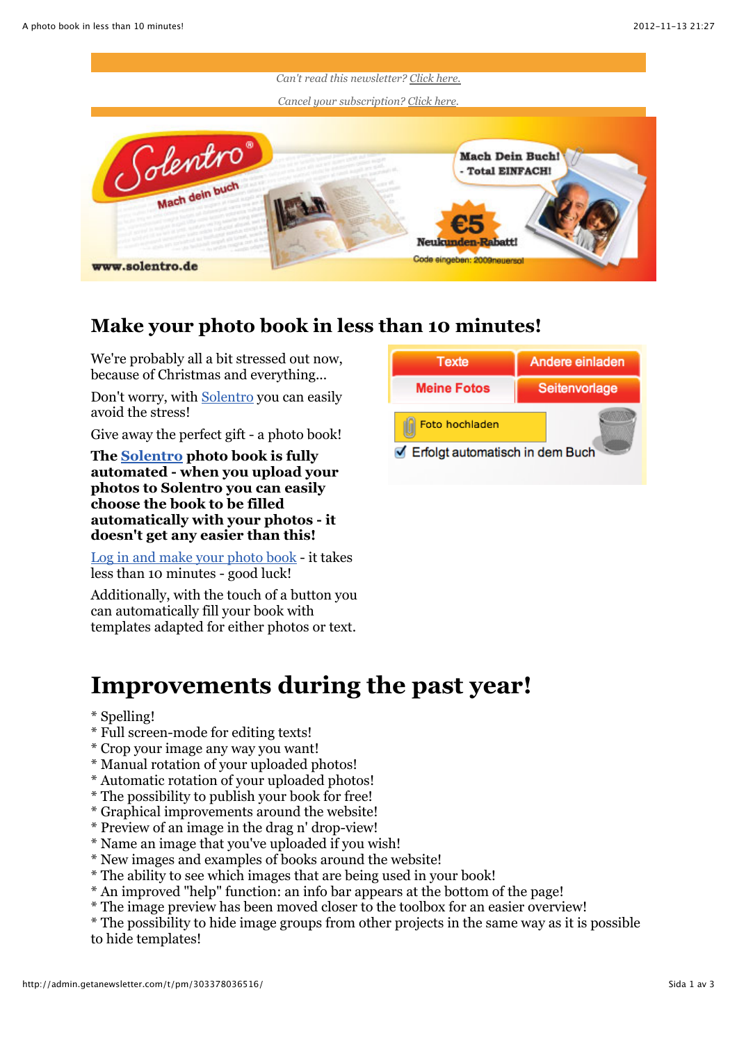*Can't read this newsletter? Click here.*

*Cancel your subscription? Click here.*

## Make your photo book in less than 10 minutes!

We're probably all a bit stressed out now, because of Christmas and everything...

Don't worry, with Solentro you can easily avoid the stress!

Give away the perfect gift - a photo book!

**The Solentro photo book is fully automated - when you upload your photos to Solentro you can easily choose the book to be filled automatically with your photos - it doesn't get any easier than this!**

Log in and make your photo book - it takes less than 10 minutes - good luck!

Additionally, with the touch of a button you can automatically fill your book with templates adapted for either photos or text.

# Improvements during the past year!

* Spelling!
* Full screen-mode for editing texts!
* Crop your image any way you want!
* Manual rotation of your uploaded photos!
* Automatic rotation of your uploaded photos!
* The possibility to publish your book for free!
* Graphical improvements around the website!
* Preview of an image in the drag n' drop-view!
* Name an image that you've uploaded if you wish!
* New images and examples of books around the website!
* The ability to see which images that are being used in your book!
* An improved "help" function: an info bar appears at the bottom of the page!
* The image preview has been moved closer to the toolbox for an easier overview!
* The possibility to hide image groups from other projects in the same way as it is possible to hide templates!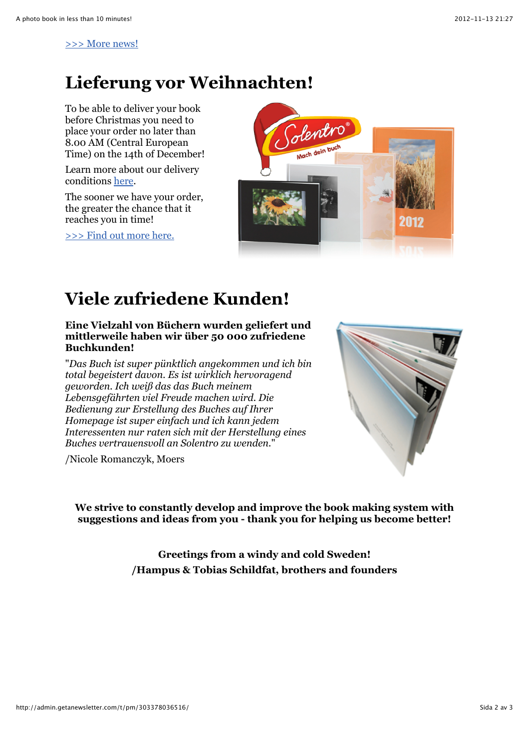[>>> More news!](#)

# Lieferung vor Weihnachten!

To be able to deliver your book before Christmas you need to place your order no later than 8.00 AM (Central European Time) on the 14th of December!

Learn more about our delivery conditions [here](#).

The sooner we have your order, the greater the chance that it reaches you in time!

[>>> Find out more here.](#)

# Viele zufriedene Kunden!

**Eine Vielzahl von Büchern wurden geliefert und mittlerweile haben wir über 50 000 zufriedene Buchkunden!**

"*Das Buch ist super pünktlich angekommen und ich bin total begeistert davon. Es ist wirklich hervoragend geworden. Ich weiß das das Buch meinem Lebensgefährten viel Freude machen wird. Die Bedienung zur Erstellung des Buches auf Ihrer Homepage ist super einfach und ich kann jedem Interessenten nur raten sich mit der Herstellung eines Buches vertrauensvoll an Solentro zu wenden.*"

/Nicole Romanczyk, Moers

**We strive to constantly develop and improve the book making system with suggestions and ideas from you - thank you for helping us become better!**

**Greetings from a windy and cold Sweden!**
**/Hampus & Tobias Schildfat, brothers and founders**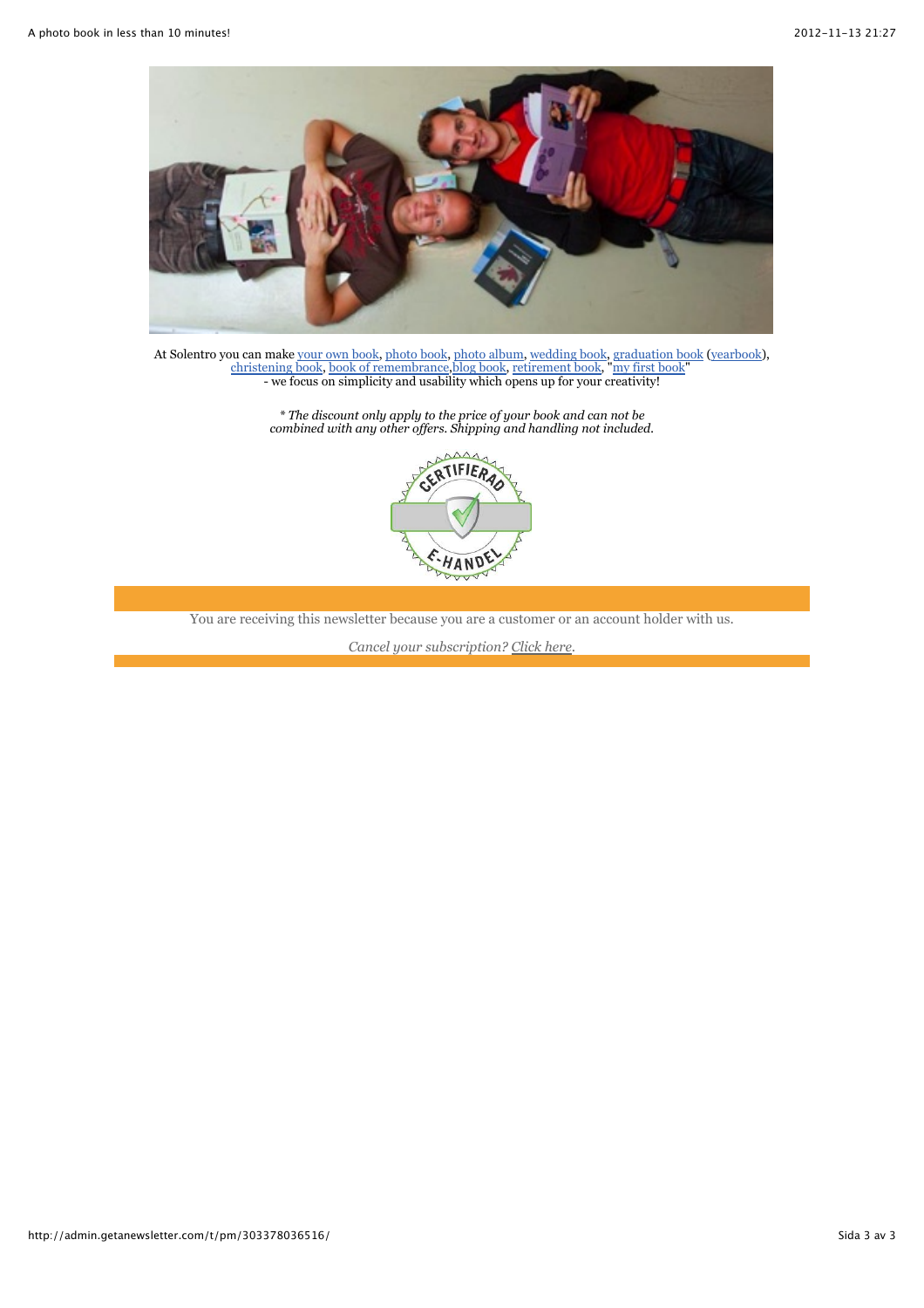At Solentro you can make your own book, photo book, photo album, wedding book, graduation book (yearbook), christening book, book of remembrance,blog book, retirement book, "my first book"
- we focus on simplicity and usability which opens up for your creativity!

*\* The discount only apply to the price of your book and can not be combined with any other offers. Shipping and handling not included.*

You are receiving this newsletter because you are a customer or an account holder with us.

*Cancel your subscription? Click here.*